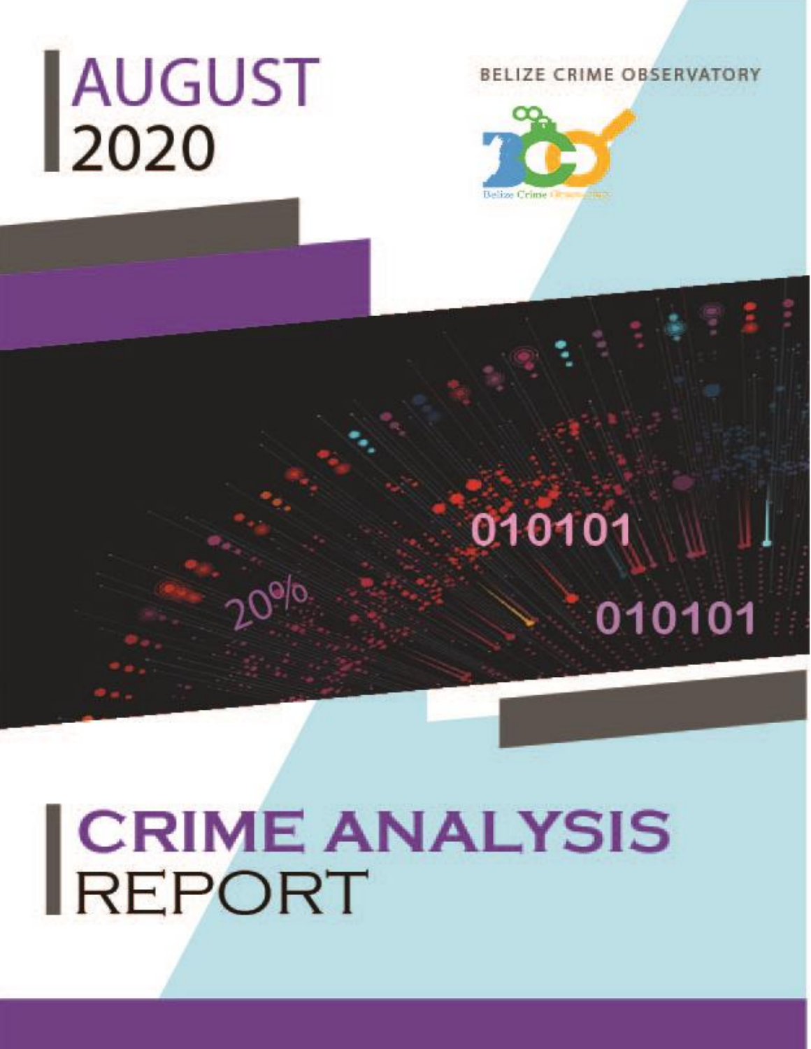# AUGUST 2020

BELIZE CRIME OBSERVATORY

# CRIME ANALYSIS REPORT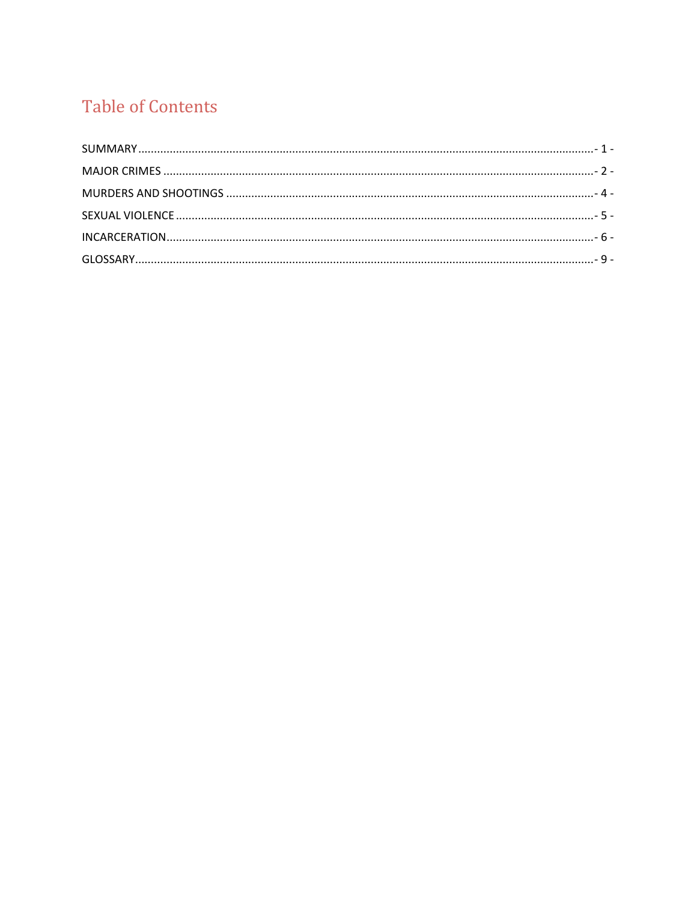# Table of Contents

SUMMARY ..................................................................................................................................................- 1 -

MAJOR CRIMES ........................................................................................................................................- 2 -

MURDERS AND SHOOTINGS ....................................................................................................................- 4 -

SEXUAL VIOLENCE ....................................................................................................................................- 5 -

INCARCERATION .......................................................................................................................................- 6 -

GLOSSARY .................................................................................................................................................- 9 -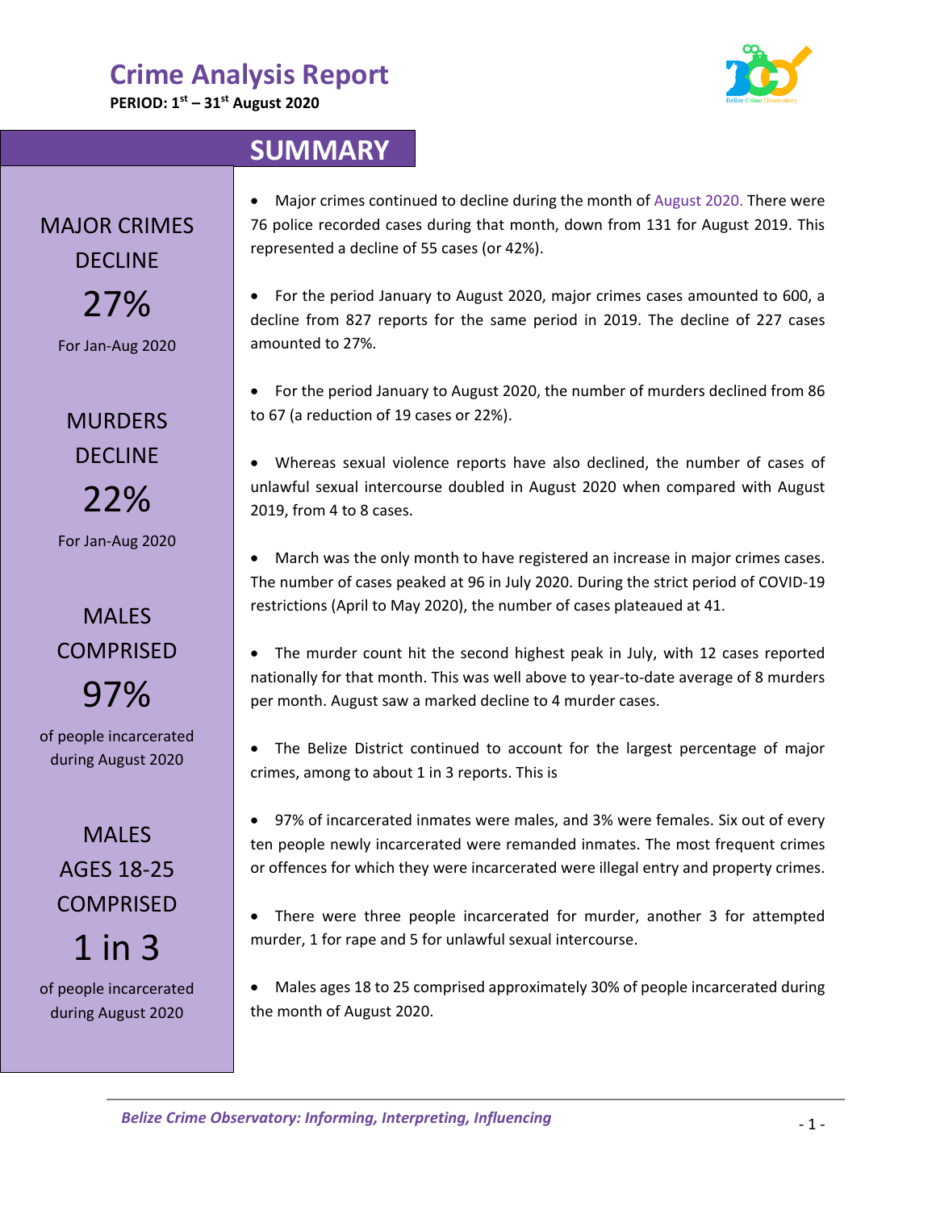# Crime Analysis Report

**PERIOD: 1st – 31st August 2020**

## SUMMARY

MAJOR CRIMES DECLINE

27%

For Jan-Aug 2020

MURDERS DECLINE

22%

For Jan-Aug 2020

MALES COMPRISED

97%

of people incarcerated during August 2020

MALES AGES 18-25 COMPRISED

1 in 3

of people incarcerated during August 2020

- Major crimes continued to decline during the month of August 2020. There were 76 police recorded cases during that month, down from 131 for August 2019. This represented a decline of 55 cases (or 42%).
- For the period January to August 2020, major crimes cases amounted to 600, a decline from 827 reports for the same period in 2019. The decline of 227 cases amounted to 27%.
- For the period January to August 2020, the number of murders declined from 86 to 67 (a reduction of 19 cases or 22%).
- Whereas sexual violence reports have also declined, the number of cases of unlawful sexual intercourse doubled in August 2020 when compared with August 2019, from 4 to 8 cases.
- March was the only month to have registered an increase in major crimes cases. The number of cases peaked at 96 in July 2020. During the strict period of COVID-19 restrictions (April to May 2020), the number of cases plateaued at 41.
- The murder count hit the second highest peak in July, with 12 cases reported nationally for that month. This was well above to year-to-date average of 8 murders per month. August saw a marked decline to 4 murder cases.
- The Belize District continued to account for the largest percentage of major crimes, among to about 1 in 3 reports. This is
- 97% of incarcerated inmates were males, and 3% were females. Six out of every ten people newly incarcerated were remanded inmates. The most frequent crimes or offences for which they were incarcerated were illegal entry and property crimes.
- There were three people incarcerated for murder, another 3 for attempted murder, 1 for rape and 5 for unlawful sexual intercourse.
- Males ages 18 to 25 comprised approximately 30% of people incarcerated during the month of August 2020.

*Belize Crime Observatory: Informing, Interpreting, Influencing*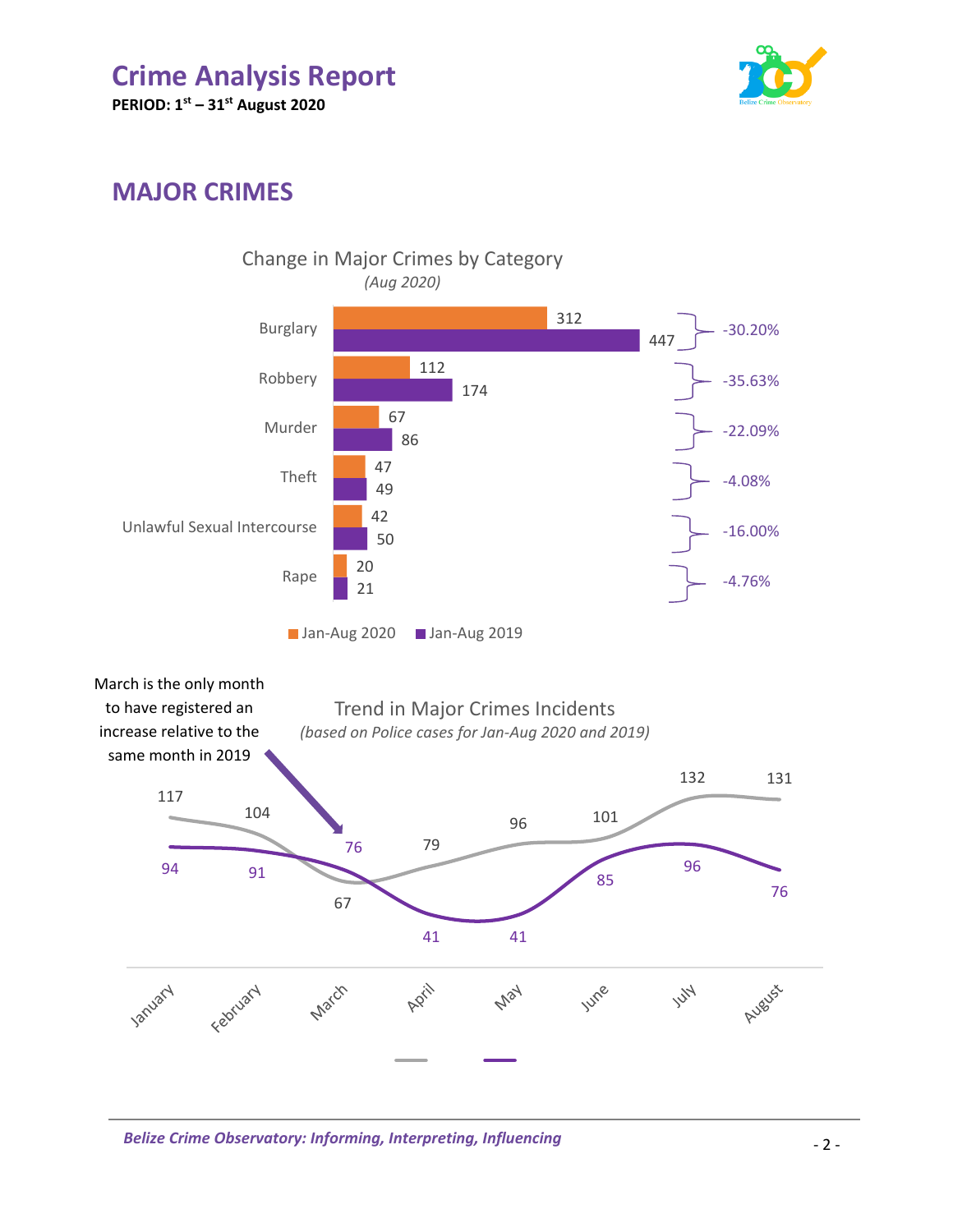# Crime Analysis Report

**PERIOD: 1st – 31st August 2020**

## MAJOR CRIMES

Change in Major Crimes by Category

*(Aug 2020)*

Burglary 312 447 -30.20%

Robbery 112 174 -35.63%

Murder 67 86 -22.09%

Theft 47 49 -4.08%

Unlawful Sexual Intercourse 42 50 -16.00%

Rape 20 21 -4.76%

Jan-Aug 2020 Jan-Aug 2019

March is the only month to have registered an increase relative to the same month in 2019

Trend in Major Crimes Incidents

*(based on Police cases for Jan-Aug 2020 and 2019)*

117 104 67 79 96 101 132 131

94 91 76 41 41 85 96 76

January February March April May June July August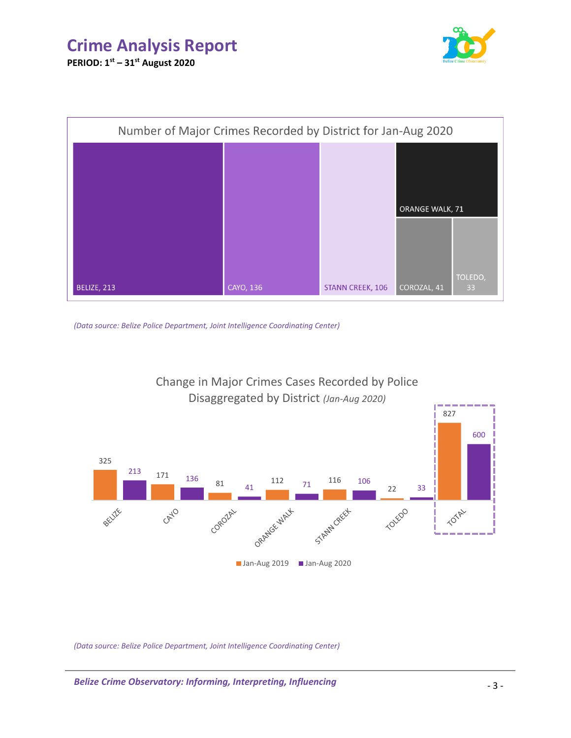# Crime Analysis Report

**PERIOD: 1st – 31st August 2020**

Number of Major Crimes Recorded by District for Jan-Aug 2020

BELIZE, 213
CAYO, 136
STANN CREEK, 106
ORANGE WALK, 71
COROZAL, 41
TOLEDO, 33

*(Data source: Belize Police Department, Joint Intelligence Coordinating Center)*

Change in Major Crimes Cases Recorded by Police Disaggregated by District *(Jan-Aug 2020)*

BELIZE 325 213
CAYO 171 136
COROZAL 81 41
ORANGE WALK 112 71
STANN CREEK 116 106
TOLEDO 22 33
TOTAL 827 600

Jan-Aug 2019
Jan-Aug 2020

*(Data source: Belize Police Department, Joint Intelligence Coordinating Center)*

***Belize Crime Observatory: Informing, Interpreting, Influencing***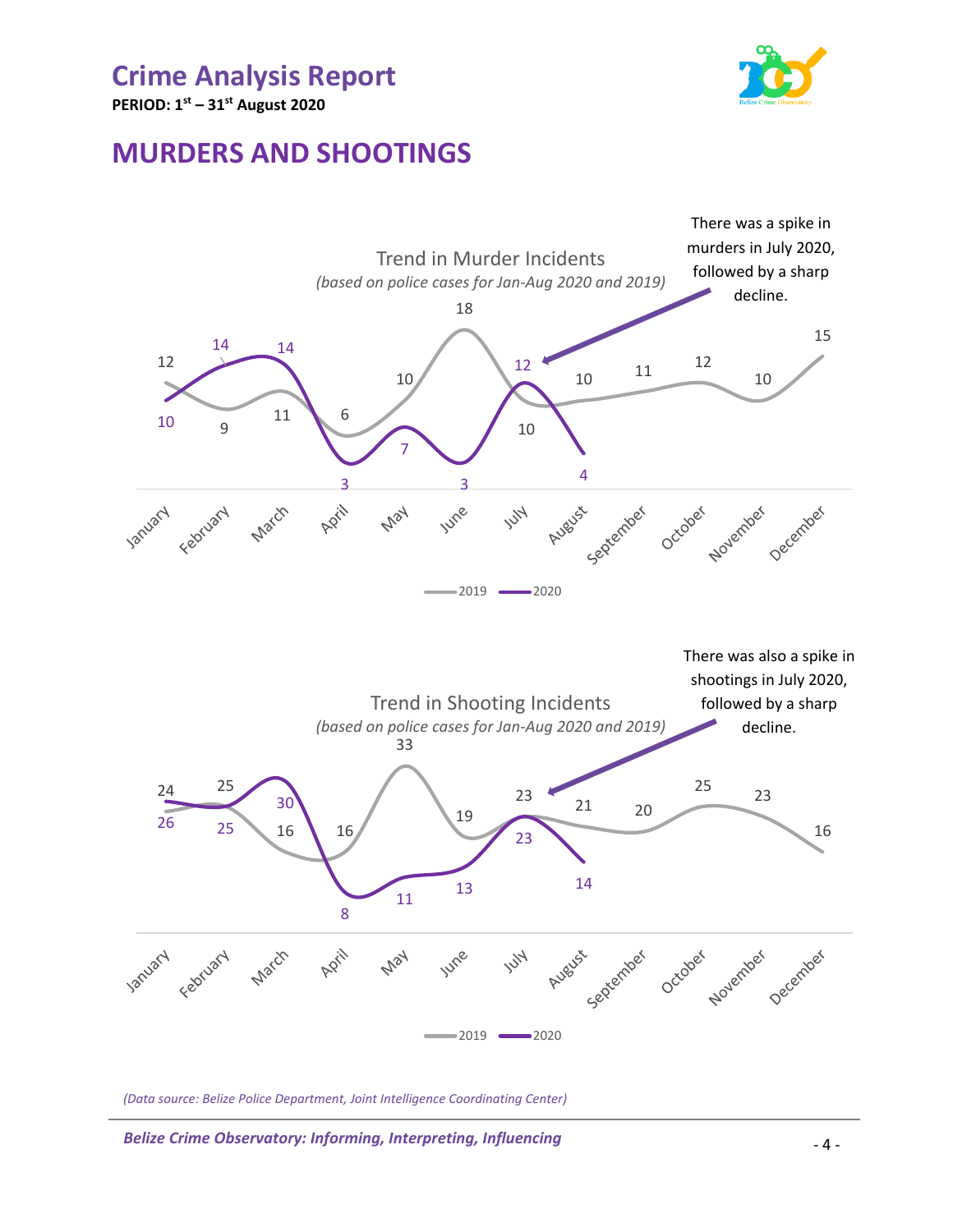## MURDERS AND SHOOTINGS

Trend in Murder Incidents
*(based on police cases for Jan-Aug 2020 and 2019)*

| Month | 2019 | 2020 |
| --- | --- | --- |
| January | 12 | 10 |
| February | 9 | 14 |
| March | 11 | 14 |
| April | 6 | 3 |
| May | 10 | 7 |
| June | 18 | 3 |
| July | 10 | 12 |
| August | 10 | 4 |
| September | 11 | |
| October | 12 | |
| November | 10 | |
| December | 15 | |

There was a spike in murders in July 2020, followed by a sharp decline.

Trend in Shooting Incidents
*(based on police cases for Jan-Aug 2020 and 2019)*

| Month | 2019 | 2020 |
| --- | --- | --- |
| January | 24 | 26 |
| February | 25 | 25 |
| March | 16 | 30 |
| April | 16 | 8 |
| May | 33 | 11 |
| June | 19 | 13 |
| July | 23 | 23 |
| August | 21 | 14 |
| September | 20 | |
| October | 25 | |
| November | 23 | |
| December | 16 | |

There was also a spike in shootings in July 2020, followed by a sharp decline.

*(Data source: Belize Police Department, Joint Intelligence Coordinating Center)*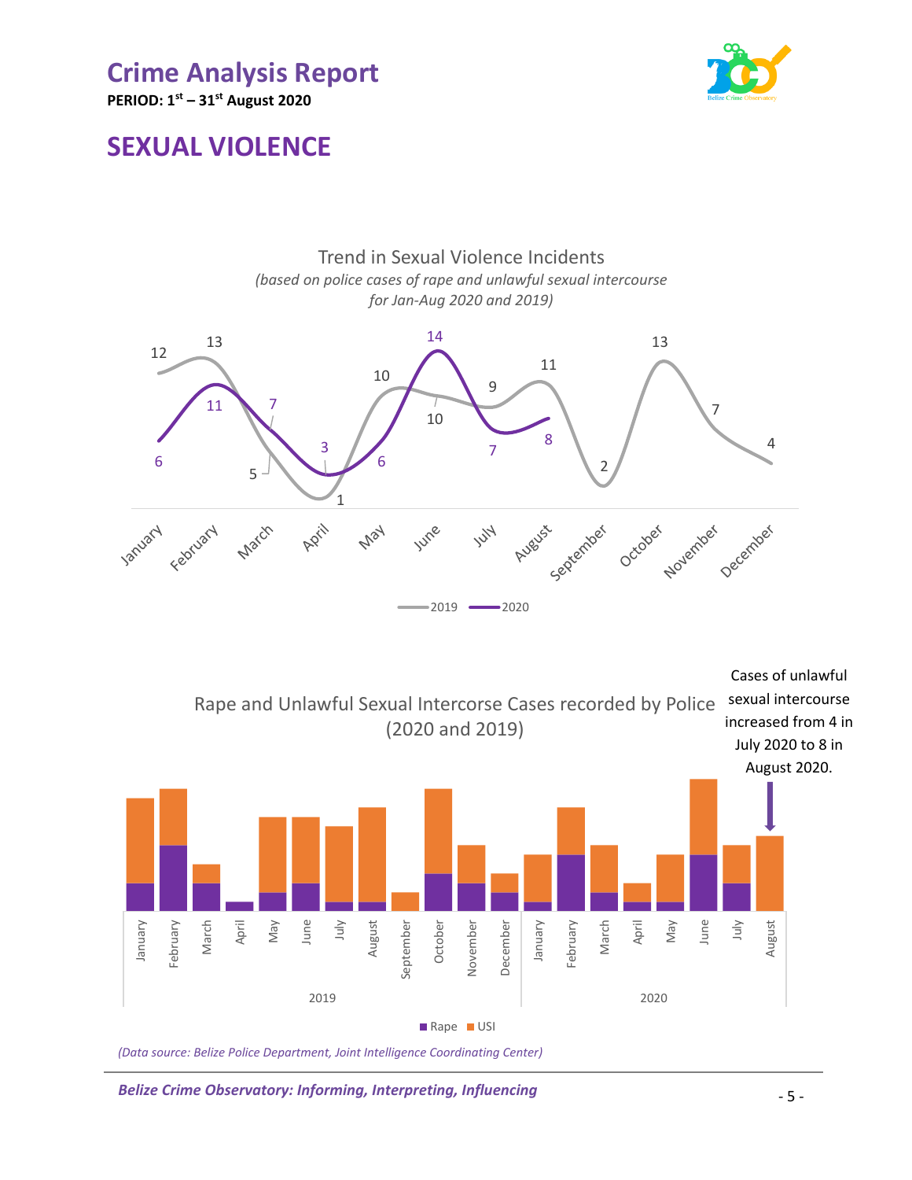# Crime Analysis Report

**PERIOD: 1st – 31st August 2020**

## SEXUAL VIOLENCE

Trend in Sexual Violence Incidents

*(based on police cases of rape and unlawful sexual intercourse for Jan-Aug 2020 and 2019)*

12
13
5
1
10
10
9
11
2
13
7
4

6
11
7
3
6
14
7
8

January
February
March
April
May
June
July
August
September
October
November
December

2019 2020

Rape and Unlawful Sexual Intercorse Cases recorded by Police (2020 and 2019)

Cases of unlawful sexual intercourse increased from 4 in July 2020 to 8 in August 2020.

January
February
March
April
May
June
July
August
September
October
November
December

2019

January
February
March
April
May
June
July
August

2020

Rape USI

*(Data source: Belize Police Department, Joint Intelligence Coordinating Center)*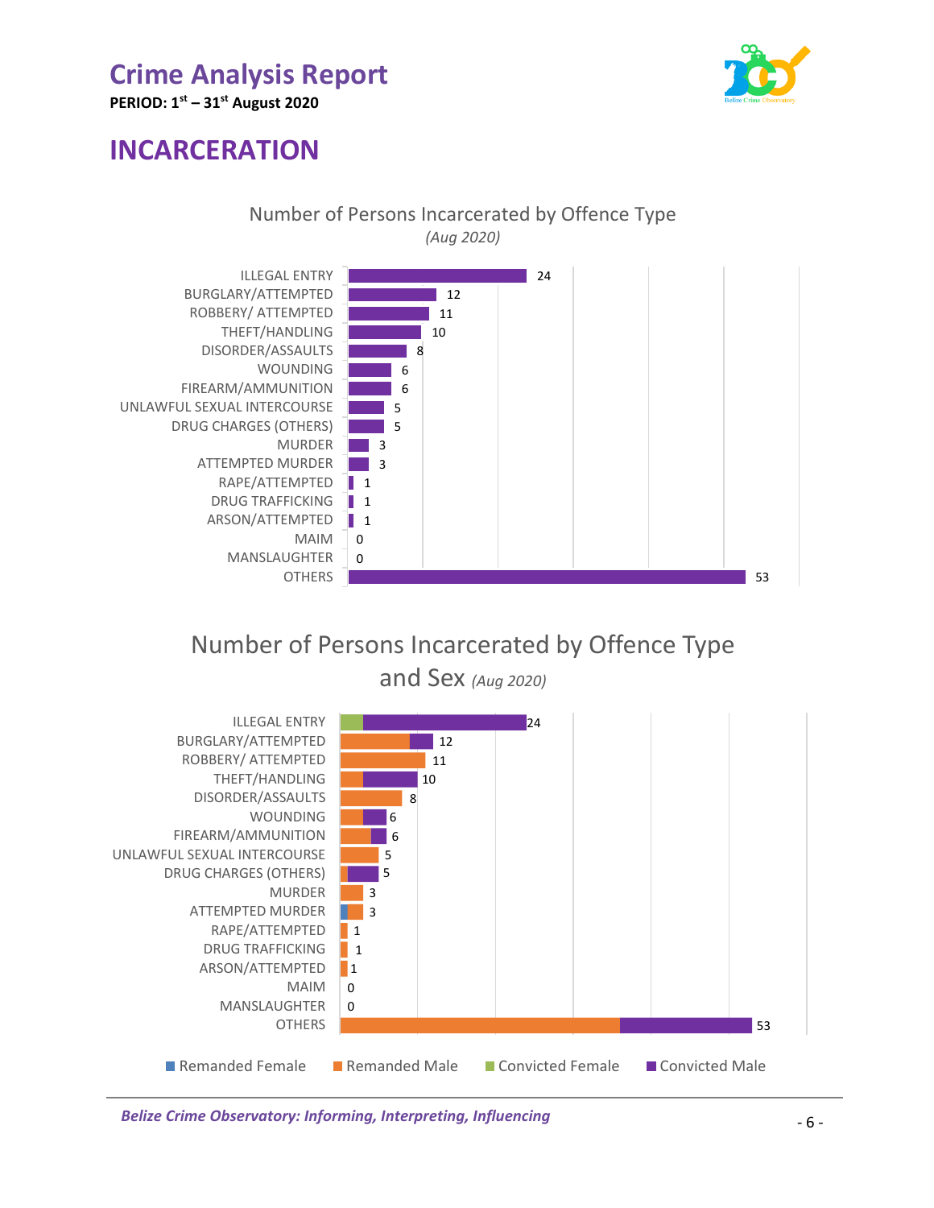# INCARCERATION

Number of Persons Incarcerated by Offence Type
*(Aug 2020)*

ILLEGAL ENTRY 24
BURGLARY/ATTEMPTED 12
ROBBERY/ ATTEMPTED 11
THEFT/HANDLING 10
DISORDER/ASSAULTS 8
WOUNDING 6
FIREARM/AMMUNITION 6
UNLAWFUL SEXUAL INTERCOURSE 5
DRUG CHARGES (OTHERS) 5
MURDER 3
ATTEMPTED MURDER 3
RAPE/ATTEMPTED 1
DRUG TRAFFICKING 1
ARSON/ATTEMPTED 1
MAIM 0
MANSLAUGHTER 0
OTHERS 53

Number of Persons Incarcerated by Offence Type and Sex *(Aug 2020)*

ILLEGAL ENTRY 24
BURGLARY/ATTEMPTED 12
ROBBERY/ ATTEMPTED 11
THEFT/HANDLING 10
DISORDER/ASSAULTS 8
WOUNDING 6
FIREARM/AMMUNITION 6
UNLAWFUL SEXUAL INTERCOURSE 5
DRUG CHARGES (OTHERS) 5
MURDER 3
ATTEMPTED MURDER 3
RAPE/ATTEMPTED 1
DRUG TRAFFICKING 1
ARSON/ATTEMPTED 1
MAIM 0
MANSLAUGHTER 0
OTHERS 53

Remanded Female, Remanded Male, Convicted Female, Convicted Male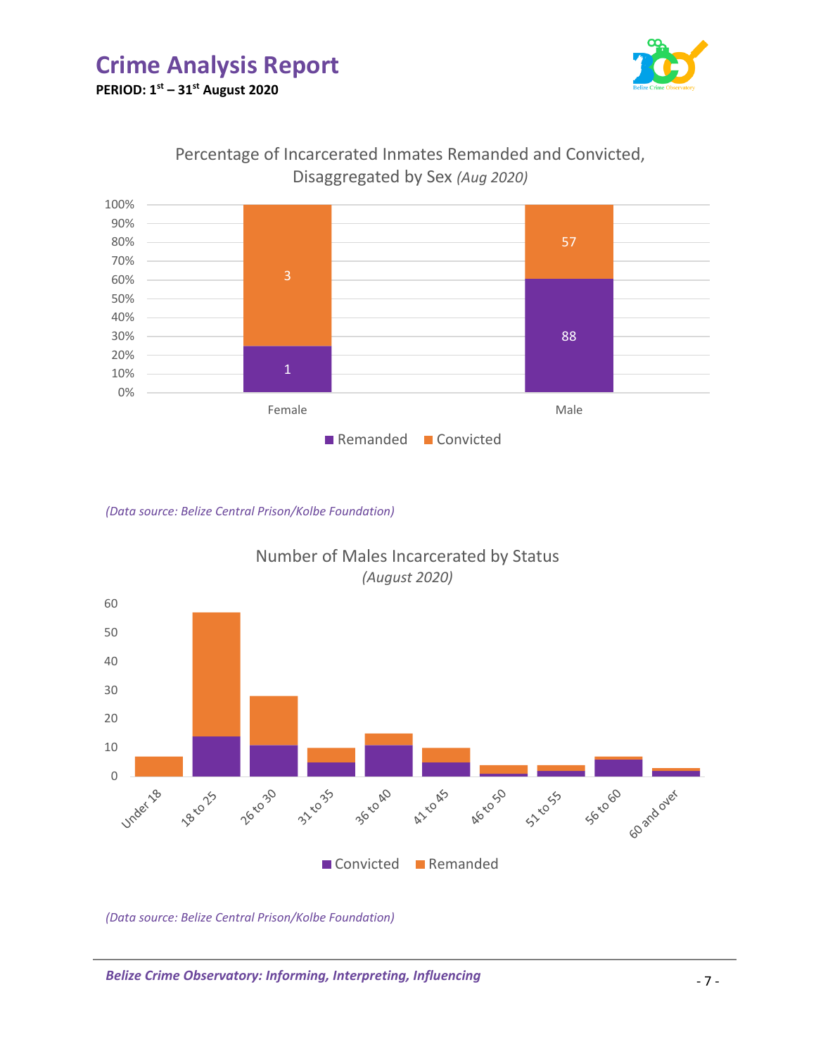Percentage of Incarcerated Inmates Remanded and Convicted, Disaggregated by Sex *(Aug 2020)*

100%
90%
80%
70%
60%
50%
40%
30%
20%
10%
0%

3
1
57
88

Female
Male

Remanded
Convicted

*(Data source: Belize Central Prison/Kolbe Foundation)*

Number of Males Incarcerated by Status
*(August 2020)*

60
50
40
30
20
10
0

Under 18
18 to 25
26 to 30
31 to 35
36 to 40
41 to 45
46 to 50
51 to 55
56 to 60
60 and over

Convicted
Remanded

*(Data source: Belize Central Prison/Kolbe Foundation)*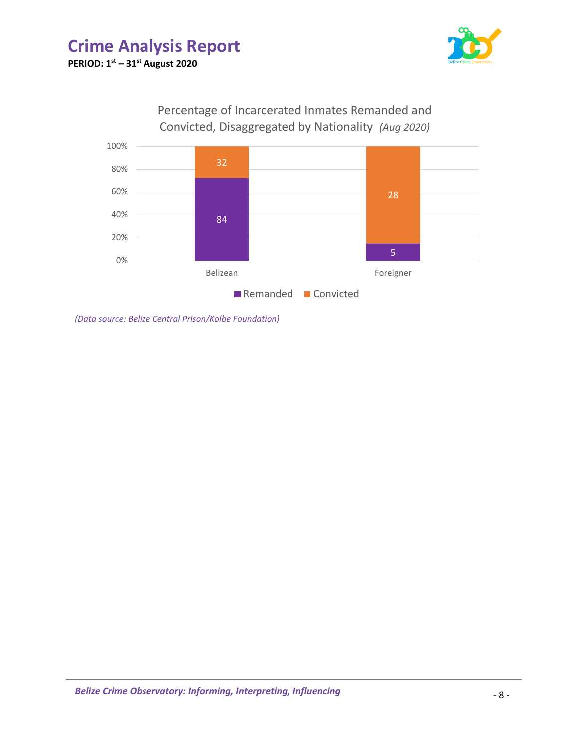Percentage of Incarcerated Inmates Remanded and Convicted, Disaggregated by Nationality *(Aug 2020)*

100%
80%
60%
40%
20%
0%

32
84
28
5

Belizean
Foreigner

Remanded
Convicted

*(Data source: Belize Central Prison/Kolbe Foundation)*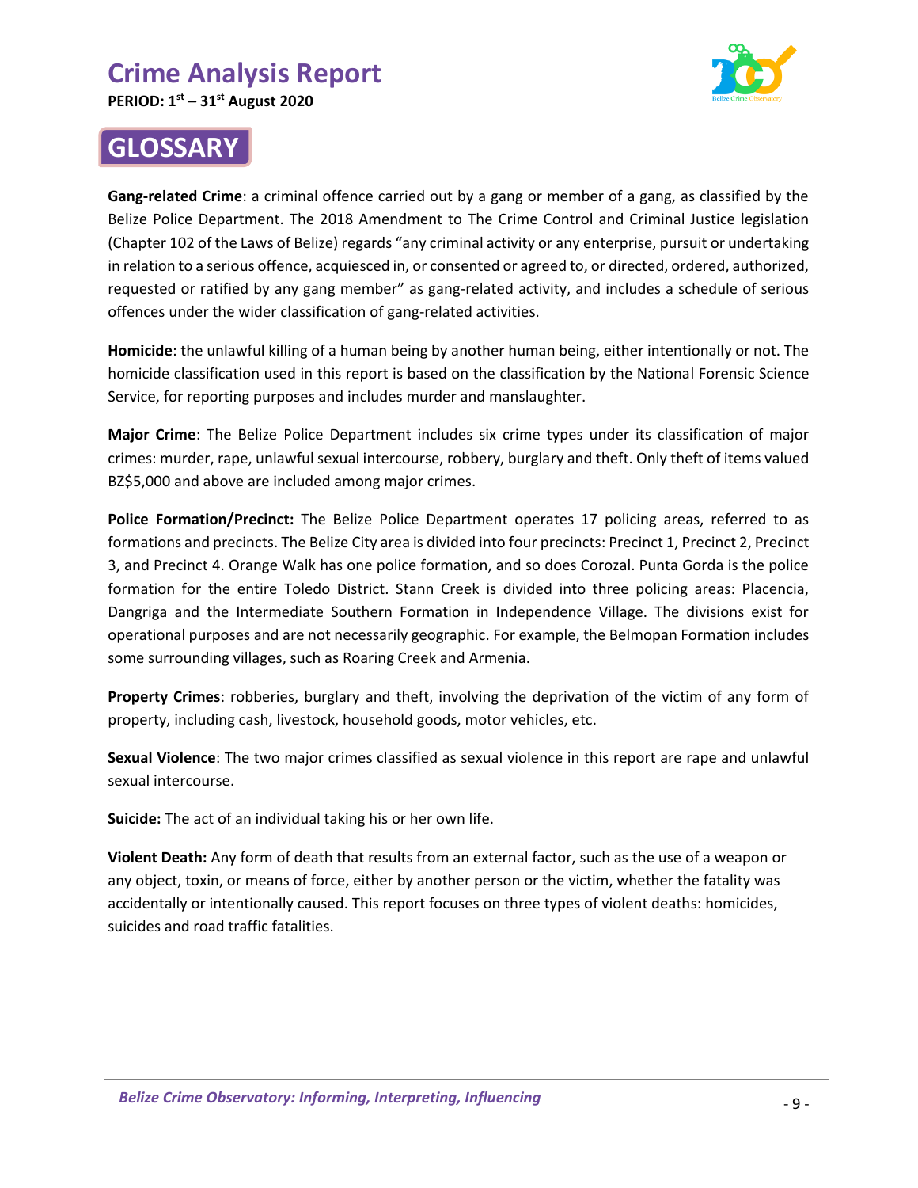# GLOSSARY

**Gang-related Crime**: a criminal offence carried out by a gang or member of a gang, as classified by the Belize Police Department. The 2018 Amendment to The Crime Control and Criminal Justice legislation (Chapter 102 of the Laws of Belize) regards "any criminal activity or any enterprise, pursuit or undertaking in relation to a serious offence, acquiesced in, or consented or agreed to, or directed, ordered, authorized, requested or ratified by any gang member" as gang-related activity, and includes a schedule of serious offences under the wider classification of gang-related activities.

**Homicide**: the unlawful killing of a human being by another human being, either intentionally or not. The homicide classification used in this report is based on the classification by the National Forensic Science Service, for reporting purposes and includes murder and manslaughter.

**Major Crime**: The Belize Police Department includes six crime types under its classification of major crimes: murder, rape, unlawful sexual intercourse, robbery, burglary and theft. Only theft of items valued BZ$5,000 and above are included among major crimes.

**Police Formation/Precinct:** The Belize Police Department operates 17 policing areas, referred to as formations and precincts. The Belize City area is divided into four precincts: Precinct 1, Precinct 2, Precinct 3, and Precinct 4. Orange Walk has one police formation, and so does Corozal. Punta Gorda is the police formation for the entire Toledo District. Stann Creek is divided into three policing areas: Placencia, Dangriga and the Intermediate Southern Formation in Independence Village. The divisions exist for operational purposes and are not necessarily geographic. For example, the Belmopan Formation includes some surrounding villages, such as Roaring Creek and Armenia.

**Property Crimes**: robberies, burglary and theft, involving the deprivation of the victim of any form of property, including cash, livestock, household goods, motor vehicles, etc.

**Sexual Violence**: The two major crimes classified as sexual violence in this report are rape and unlawful sexual intercourse.

**Suicide:** The act of an individual taking his or her own life.

**Violent Death:** Any form of death that results from an external factor, such as the use of a weapon or any object, toxin, or means of force, either by another person or the victim, whether the fatality was accidentally or intentionally caused. This report focuses on three types of violent deaths: homicides, suicides and road traffic fatalities.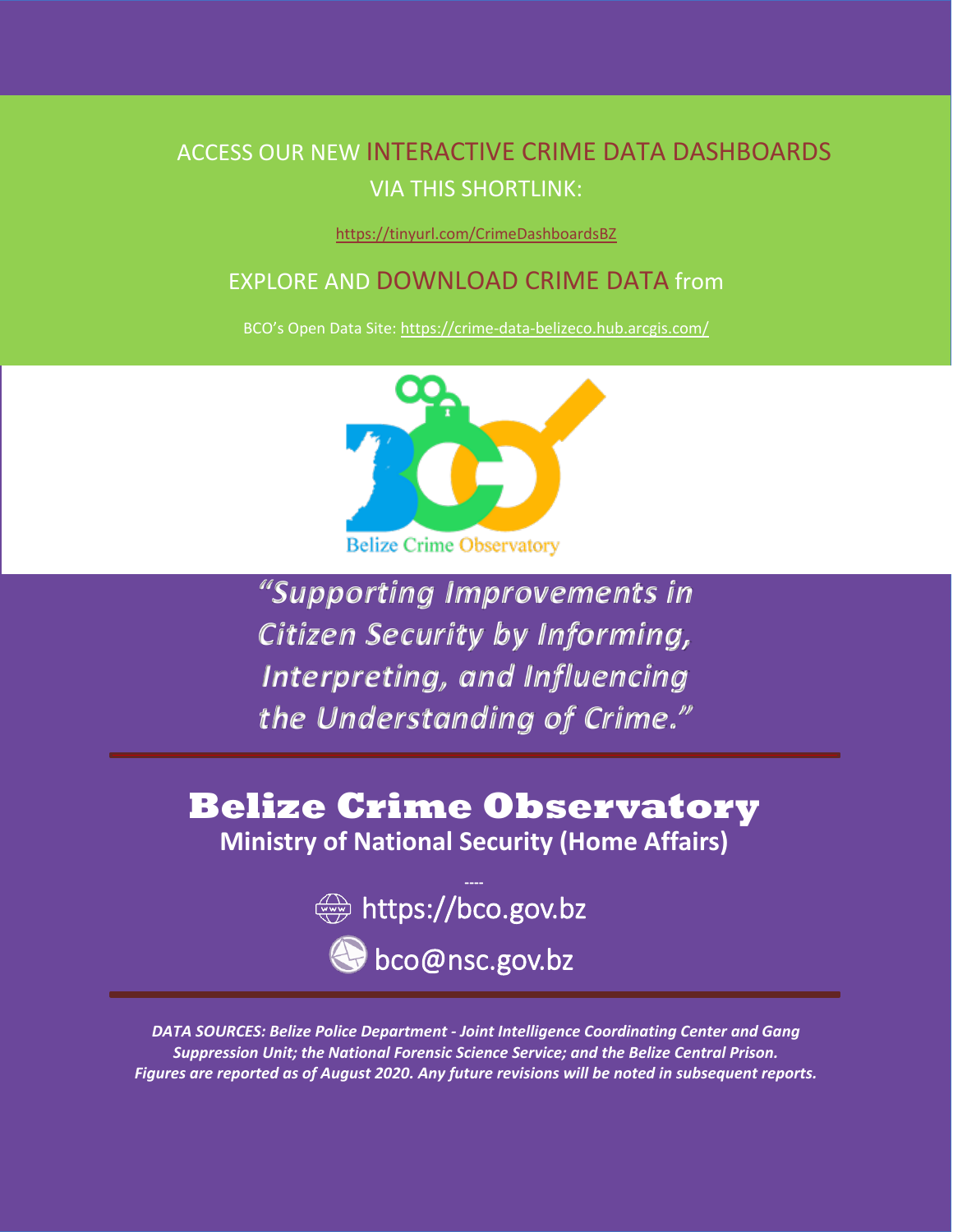ACCESS OUR NEW INTERACTIVE CRIME DATA DASHBOARDS VIA THIS SHORTLINK:

https://tinyurl.com/CrimeDashboardsBZ

EXPLORE AND DOWNLOAD CRIME DATA from

BCO's Open Data Site: https://crime-data-belizeco.hub.arcgis.com/

Belize Crime Observatory

*"Supporting Improvements in Citizen Security by Informing, Interpreting, and Influencing the Understanding of Crime."*

# Belize Crime Observatory

**Ministry of National Security (Home Affairs)**

----

https://bco.gov.bz

bco@nsc.gov.bz

***DATA SOURCES: Belize Police Department - Joint Intelligence Coordinating Center and Gang Suppression Unit; the National Forensic Science Service; and the Belize Central Prison. Figures are reported as of August 2020. Any future revisions will be noted in subsequent reports.***